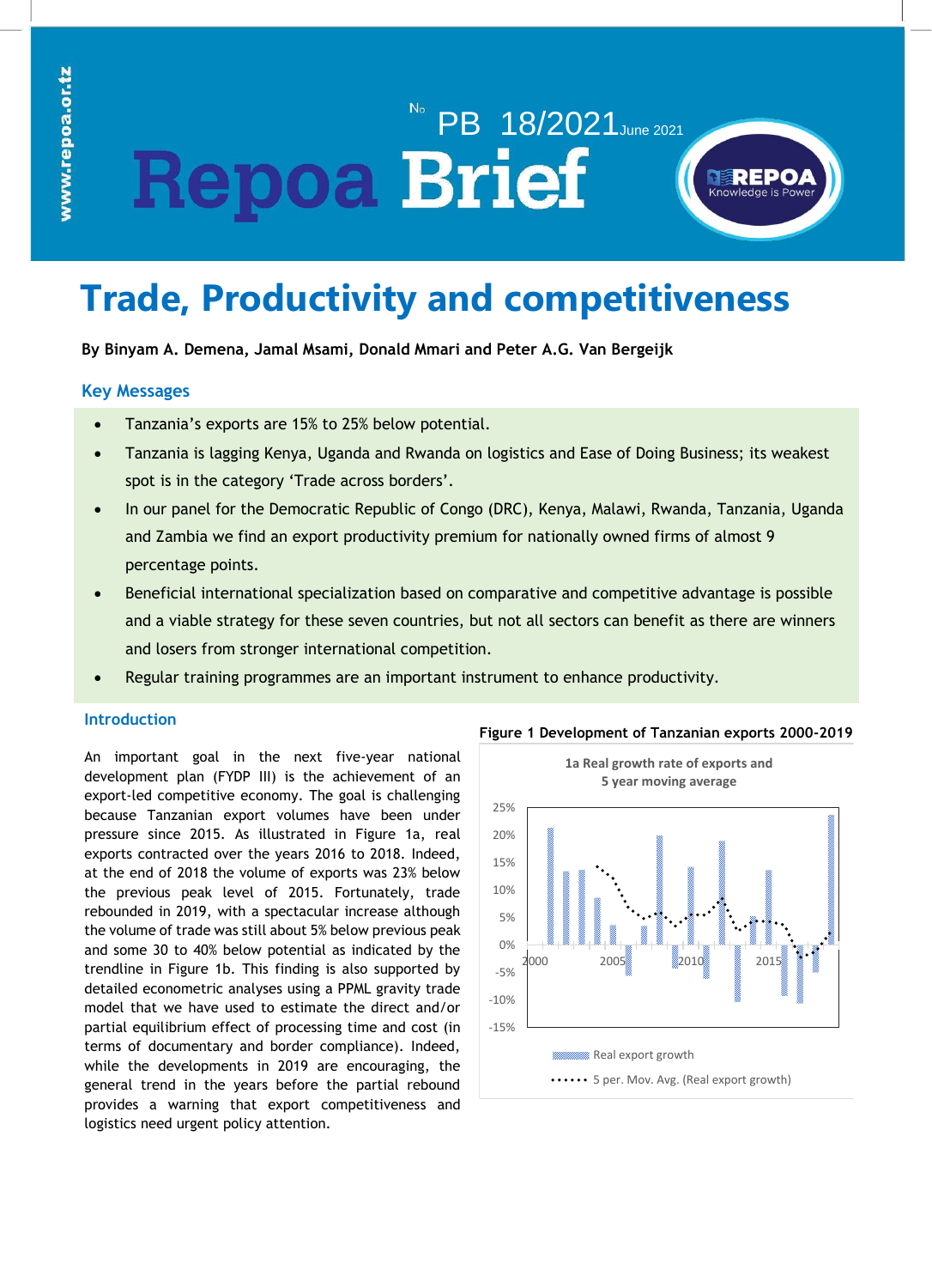# Repoa Brief

No PB 18/2021 June 2021

# Trade, Productivity and competitiveness

**By Binyam A. Demena, Jamal Msami, Donald Mmari and Peter A.G. Van Bergeijk**

## Key Messages

- Tanzania's exports are 15% to 25% below potential.
- Tanzania is lagging Kenya, Uganda and Rwanda on logistics and Ease of Doing Business; its weakest spot is in the category 'Trade across borders'.
- In our panel for the Democratic Republic of Congo (DRC), Kenya, Malawi, Rwanda, Tanzania, Uganda and Zambia we find an export productivity premium for nationally owned firms of almost 9 percentage points.
- Beneficial international specialization based on comparative and competitive advantage is possible and a viable strategy for these seven countries, but not all sectors can benefit as there are winners and losers from stronger international competition.
- Regular training programmes are an important instrument to enhance productivity.

## Introduction

An important goal in the next five-year national development plan (FYDP III) is the achievement of an export-led competitive economy. The goal is challenging because Tanzanian export volumes have been under pressure since 2015. As illustrated in Figure 1a, real exports contracted over the years 2016 to 2018. Indeed, at the end of 2018 the volume of exports was 23% below the previous peak level of 2015. Fortunately, trade rebounded in 2019, with a spectacular increase although the volume of trade was still about 5% below previous peak and some 30 to 40% below potential as indicated by the trendline in Figure 1b. This finding is also supported by detailed econometric analyses using a PPML gravity trade model that we have used to estimate the direct and/or partial equilibrium effect of processing time and cost (in terms of documentary and border compliance). Indeed, while the developments in 2019 are encouraging, the general trend in the years before the partial rebound provides a warning that export competitiveness and logistics need urgent policy attention.

**Figure 1 Development of Tanzanian exports 2000-2019**

1a Real growth rate of exports and 5 year moving average

Legend: Real export growth; 5 per. Mov. Avg. (Real export growth)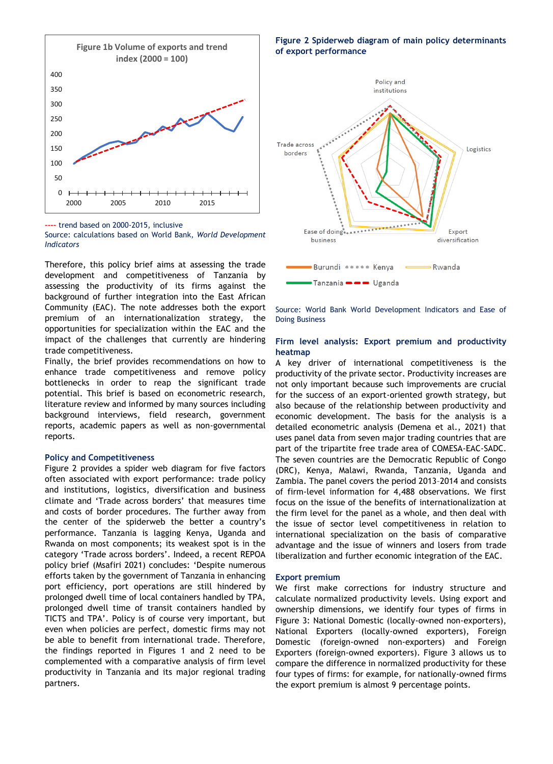Figure 1b Volume of exports and trend index (2000 = 100)

---- trend based on 2000-2015, inclusive

Source: calculations based on World Bank, *World Development Indicators*

Therefore, this policy brief aims at assessing the trade development and competitiveness of Tanzania by assessing the productivity of its firms against the background of further integration into the East African Community (EAC). The note addresses both the export premium of an internationalization strategy, the opportunities for specialization within the EAC and the impact of the challenges that currently are hindering trade competitiveness.

Finally, the brief provides recommendations on how to enhance trade competitiveness and remove policy bottlenecks in order to reap the significant trade potential. This brief is based on econometric research, literature review and informed by many sources including background interviews, field research, government reports, academic papers as well as non-governmental reports.

### Policy and Competitiveness

Figure 2 provides a spider web diagram for five factors often associated with export performance: trade policy and institutions, logistics, diversification and business climate and 'Trade across borders' that measures time and costs of border procedures. The further away from the center of the spiderweb the better a country's performance. Tanzania is lagging Kenya, Uganda and Rwanda on most components; its weakest spot is in the category 'Trade across borders'. Indeed, a recent REPOA policy brief (Msafiri 2021) concludes: 'Despite numerous efforts taken by the government of Tanzania in enhancing port efficiency, port operations are still hindered by prolonged dwell time of local containers handled by TPA, prolonged dwell time of transit containers handled by TICTS and TPA'. Policy is of course very important, but even when policies are perfect, domestic firms may not be able to benefit from international trade. Therefore, the findings reported in Figures 1 and 2 need to be complemented with a comparative analysis of firm level productivity in Tanzania and its major regional trading partners.

**Figure 2 Spiderweb diagram of main policy determinants of export performance**

Source: World Bank World Development Indicators and Ease of Doing Business

### Firm level analysis: Export premium and productivity heatmap

A key driver of international competitiveness is the productivity of the private sector. Productivity increases are not only important because such improvements are crucial for the success of an export-oriented growth strategy, but also because of the relationship between productivity and economic development. The basis for the analysis is a detailed econometric analysis (Demena et al., 2021) that uses panel data from seven major trading countries that are part of the tripartite free trade area of COMESA-EAC-SADC. The seven countries are the Democratic Republic of Congo (DRC), Kenya, Malawi, Rwanda, Tanzania, Uganda and Zambia. The panel covers the period 2013–2014 and consists of firm-level information for 4,488 observations. We first focus on the issue of the benefits of internationalization at the firm level for the panel as a whole, and then deal with the issue of sector level competitiveness in relation to international specialization on the basis of comparative advantage and the issue of winners and losers from trade liberalization and further economic integration of the EAC.

### Export premium

We first make corrections for industry structure and calculate normalized productivity levels. Using export and ownership dimensions, we identify four types of firms in Figure 3: National Domestic (locally-owned non-exporters), National Exporters (locally-owned exporters), Foreign Domestic (foreign-owned non-exporters) and Foreign Exporters (foreign-owned exporters). Figure 3 allows us to compare the difference in normalized productivity for these four types of firms: for example, for nationally-owned firms the export premium is almost 9 percentage points.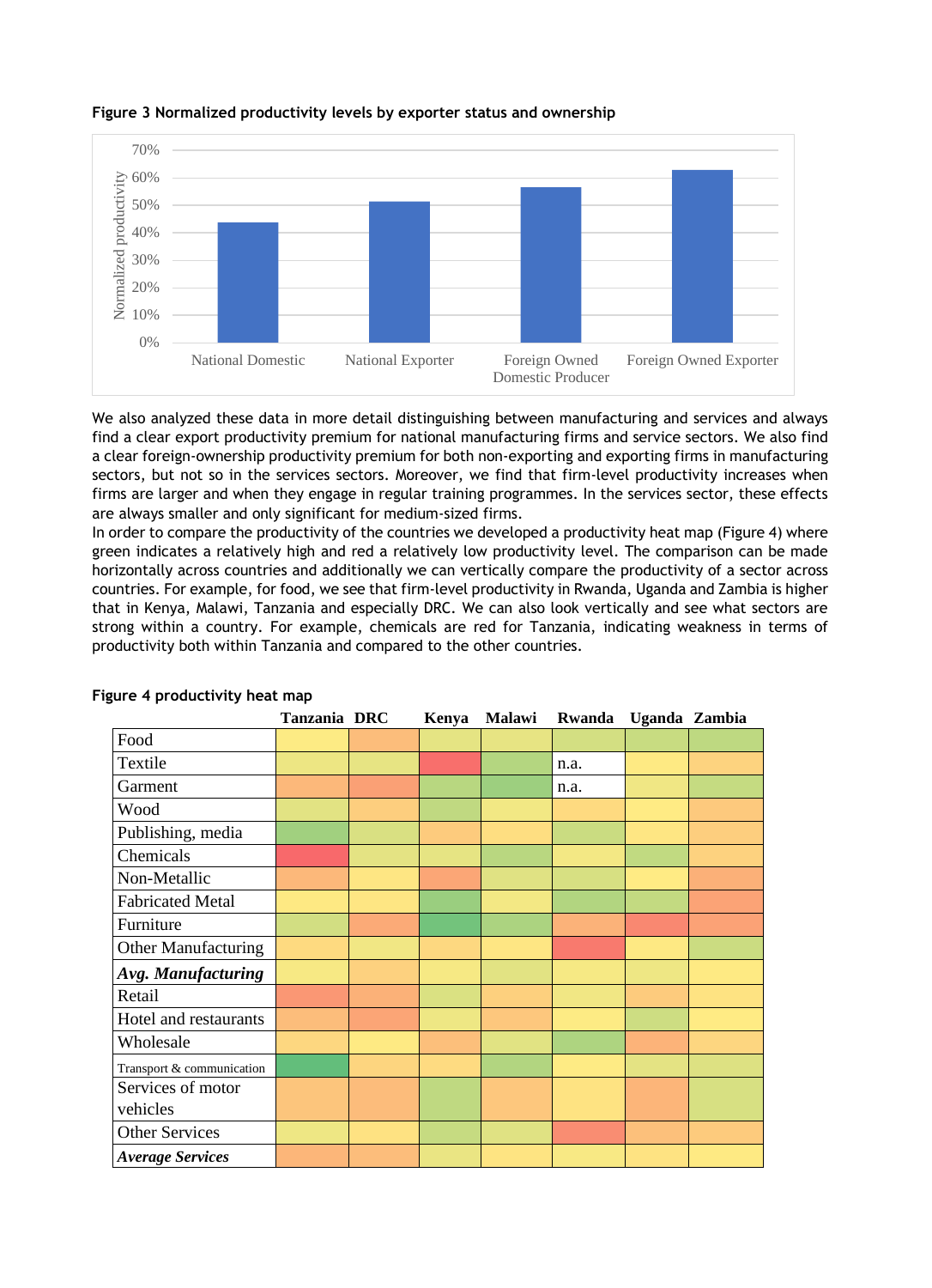**Figure 3 Normalized productivity levels by exporter status and ownership**

We also analyzed these data in more detail distinguishing between manufacturing and services and always find a clear export productivity premium for national manufacturing firms and service sectors. We also find a clear foreign-ownership productivity premium for both non-exporting and exporting firms in manufacturing sectors, but not so in the services sectors. Moreover, we find that firm-level productivity increases when firms are larger and when they engage in regular training programmes. In the services sector, these effects are always smaller and only significant for medium-sized firms.

In order to compare the productivity of the countries we developed a productivity heat map (Figure 4) where green indicates a relatively high and red a relatively low productivity level. The comparison can be made horizontally across countries and additionally we can vertically compare the productivity of a sector across countries. For example, for food, we see that firm-level productivity in Rwanda, Uganda and Zambia is higher that in Kenya, Malawi, Tanzania and especially DRC. We can also look vertically and see what sectors are strong within a country. For example, chemicals are red for Tanzania, indicating weakness in terms of productivity both within Tanzania and compared to the other countries.

**Figure 4 productivity heat map**

| | Tanzania | DRC | Kenya | Malawi | Rwanda | Uganda | Zambia |
|---|---|---|---|---|---|---|---|
| Food | | | | | | | |
| Textile | | | | | n.a. | | |
| Garment | | | | | n.a. | | |
| Wood | | | | | | | |
| Publishing, media | | | | | | | |
| Chemicals | | | | | | | |
| Non-Metallic | | | | | | | |
| Fabricated Metal | | | | | | | |
| Furniture | | | | | | | |
| Other Manufacturing | | | | | | | |
| ***Avg. Manufacturing*** | | | | | | | |
| Retail | | | | | | | |
| Hotel and restaurants | | | | | | | |
| Wholesale | | | | | | | |
| Transport & communication | | | | | | | |
| Services of motor vehicles | | | | | | | |
| Other Services | | | | | | | |
| ***Average Services*** | | | | | | | |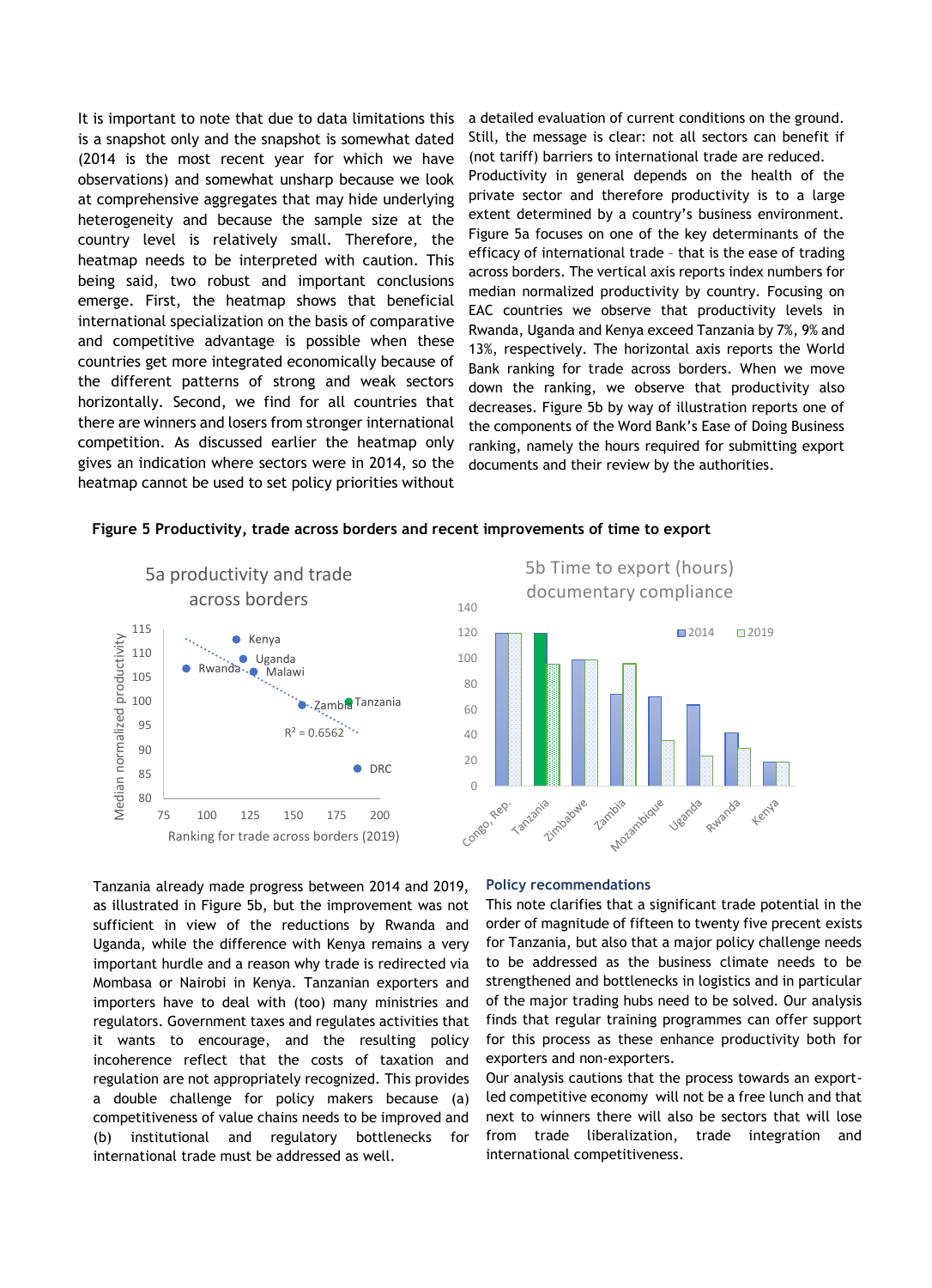It is important to note that due to data limitations this is a snapshot only and the snapshot is somewhat dated (2014 is the most recent year for which we have observations) and somewhat unsharp because we look at comprehensive aggregates that may hide underlying heterogeneity and because the sample size at the country level is relatively small. Therefore, the heatmap needs to be interpreted with caution. This being said, two robust and important conclusions emerge. First, the heatmap shows that beneficial international specialization on the basis of comparative and competitive advantage is possible when these countries get more integrated economically because of the different patterns of strong and weak sectors horizontally. Second, we find for all countries that there are winners and losers from stronger international competition. As discussed earlier the heatmap only gives an indication where sectors were in 2014, so the heatmap cannot be used to set policy priorities without a detailed evaluation of current conditions on the ground. Still, the message is clear: not all sectors can benefit if (not tariff) barriers to international trade are reduced.

Productivity in general depends on the health of the private sector and therefore productivity is to a large extent determined by a country's business environment. Figure 5a focuses on one of the key determinants of the efficacy of international trade – that is the ease of trading across borders. The vertical axis reports index numbers for median normalized productivity by country. Focusing on EAC countries we observe that productivity levels in Rwanda, Uganda and Kenya exceed Tanzania by 7%, 9% and 13%, respectively. The horizontal axis reports the World Bank ranking for trade across borders. When we move down the ranking, we observe that productivity also decreases. Figure 5b by way of illustration reports one of the components of the Word Bank's Ease of Doing Business ranking, namely the hours required for submitting export documents and their review by the authorities.

**Figure 5 Productivity, trade across borders and recent improvements of time to export**

5a productivity and trade across borders

(Scatter plot: vertical axis "Median normalized productivity" 80–115; horizontal axis "Ranking for trade across borders (2019)" 75–200; points: Kenya, Uganda, Rwanda, Malawi, Zambia, Tanzania, DRC; $R^2 = 0.6562$)

5b Time to export (hours) documentary compliance

(Bar chart, 2014 and 2019, vertical axis 0–140; countries: Congo, Rep., Tanzania, Zimbabwe, Zambia, Mozambique, Uganda, Rwanda, Kenya)

Tanzania already made progress between 2014 and 2019, as illustrated in Figure 5b, but the improvement was not sufficient in view of the reductions by Rwanda and Uganda, while the difference with Kenya remains a very important hurdle and a reason why trade is redirected via Mombasa or Nairobi in Kenya. Tanzanian exporters and importers have to deal with (too) many ministries and regulators. Government taxes and regulates activities that it wants to encourage, and the resulting policy incoherence reflect that the costs of taxation and regulation are not appropriately recognized. This provides a double challenge for policy makers because (a) competitiveness of value chains needs to be improved and (b) institutional and regulatory bottlenecks for international trade must be addressed as well.

### Policy recommendations

This note clarifies that a significant trade potential in the order of magnitude of fifteen to twenty five precent exists for Tanzania, but also that a major policy challenge needs to be addressed as the business climate needs to be strengthened and bottlenecks in logistics and in particular of the major trading hubs need to be solved. Our analysis finds that regular training programmes can offer support for this process as these enhance productivity both for exporters and non-exporters.

Our analysis cautions that the process towards an export-led competitive economy will not be a free lunch and that next to winners there will also be sectors that will lose from trade liberalization, trade integration and international competitiveness.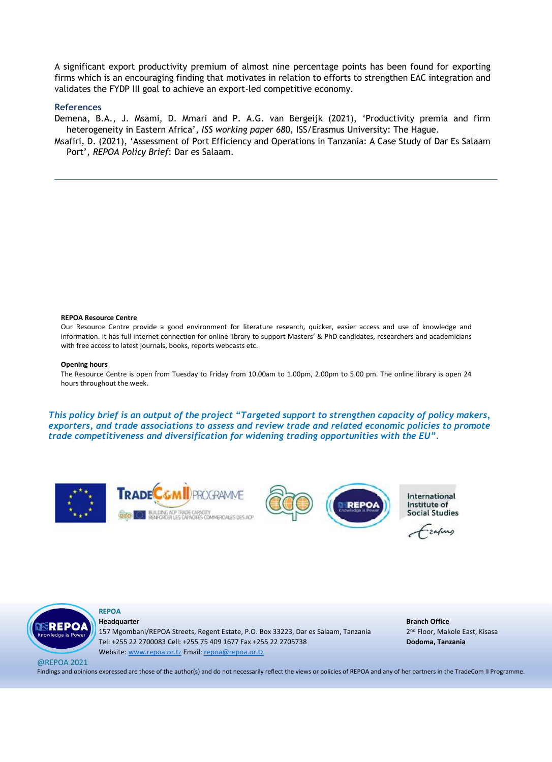A significant export productivity premium of almost nine percentage points has been found for exporting firms which is an encouraging finding that motivates in relation to efforts to strengthen EAC integration and validates the FYDP III goal to achieve an export-led competitive economy.

## References

Demena, B.A., J. Msami, D. Mmari and P. A.G. van Bergeijk (2021), 'Productivity premia and firm heterogeneity in Eastern Africa', *ISS working paper 680*, ISS/Erasmus University: The Hague.

Msafiri, D. (2021), 'Assessment of Port Efficiency and Operations in Tanzania: A Case Study of Dar Es Salaam Port', *REPOA Policy Brief*: Dar es Salaam.

---

**REPOA Resource Centre**

Our Resource Centre provide a good environment for literature research, quicker, easier access and use of knowledge and information. It has full internet connection for online library to support Masters' & PhD candidates, researchers and academicians with free access to latest journals, books, reports webcasts etc.

**Opening hours**

The Resource Centre is open from Tuesday to Friday from 10.00am to 1.00pm, 2.00pm to 5.00 pm. The online library is open 24 hours throughout the week.

***This policy brief is an output of the project "Targeted support to strengthen capacity of policy makers, exporters, and trade associations to assess and review trade and related economic policies to promote trade competitiveness and diversification for widening trading opportunities with the EU".***

TRADECOM II PROGRAMME

BUILDING ACP TRADE CAPACITY
RENFORCER LES CAPACITES COMMERCIALES DES ACP

International Institute of Social Studies

**REPOA**

**Headquarter**
157 Mgombani/REPOA Streets, Regent Estate, P.O. Box 33223, Dar es Salaam, Tanzania
Tel: +255 22 2700083 Cell: +255 75 409 1677 Fax +255 22 2705738
Website: www.repoa.or.tz Email: repoa@repoa.or.tz

**Branch Office**
2nd Floor, Makole East, Kisasa
**Dodoma, Tanzania**

@REPOA 2021

Findings and opinions expressed are those of the author(s) and do not necessarily reflect the views or policies of REPOA and any of her partners in the TradeCom II Programme.